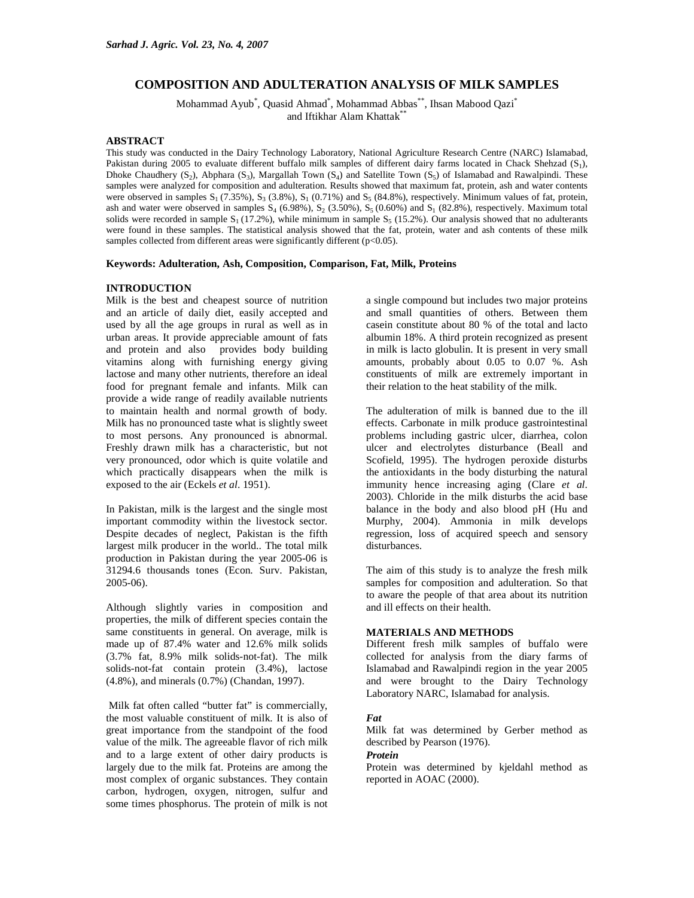# COMPOSITION AND ADULTERATION ANALYSIS OF MILK SAMPLES

Mohammad Ayub[*], Quasid Ahmad[*], Mohammad Abbas[**], Ihsan Mabood Qazi[*] and Iftikhar Alam Khattak[**]

## ABSTRACT

This study was conducted in the Dairy Technology Laboratory, National Agriculture Research Centre (NARC) Islamabad, Pakistan during 2005 to evaluate different buffalo milk samples of different dairy farms located in Chack Shehzad ($S_1$), Dhoke Chaudhery ($S_2$), Abphara ($S_3$), Margallah Town ($S_4$) and Satellite Town ($S_5$) of Islamabad and Rawalpindi. These samples were analyzed for composition and adulteration. Results showed that maximum fat, protein, ash and water contents were observed in samples $S_1$ (7.35%), $S_3$ (3.8%), $S_1$ (0.71%) and $S_5$ (84.8%), respectively. Minimum values of fat, protein, ash and water were observed in samples $S_4$ (6.98%), $S_2$ (3.50%), $S_5$ (0.60%) and $S_1$ (82.8%), respectively. Maximum total solids were recorded in sample $S_1$ (17.2%), while minimum in sample $S_5$ (15.2%). Our analysis showed that no adulterants were found in these samples. The statistical analysis showed that the fat, protein, water and ash contents of these milk samples collected from different areas were significantly different ($p<0.05$).

**Keywords: Adulteration, Ash, Composition, Comparison, Fat, Milk, Proteins**

## INTRODUCTION

Milk is the best and cheapest source of nutrition and an article of daily diet, easily accepted and used by all the age groups in rural as well as in urban areas. It provide appreciable amount of fats and protein and also provides body building vitamins along with furnishing energy giving lactose and many other nutrients, therefore an ideal food for pregnant female and infants. Milk can provide a wide range of readily available nutrients to maintain health and normal growth of body. Milk has no pronounced taste what is slightly sweet to most persons. Any pronounced is abnormal. Freshly drawn milk has a characteristic, but not very pronounced, odor which is quite volatile and which practically disappears when the milk is exposed to the air (Eckels *et al*. 1951).

In Pakistan, milk is the largest and the single most important commodity within the livestock sector. Despite decades of neglect, Pakistan is the fifth largest milk producer in the world.. The total milk production in Pakistan during the year 2005-06 is 31294.6 thousands tones (Econ. Surv. Pakistan, 2005-06).

Although slightly varies in composition and properties, the milk of different species contain the same constituents in general. On average, milk is made up of 87.4% water and 12.6% milk solids (3.7% fat, 8.9% milk solids-not-fat). The milk solids-not-fat contain protein (3.4%), lactose (4.8%), and minerals (0.7%) (Chandan, 1997).

Milk fat often called "butter fat" is commercially, the most valuable constituent of milk. It is also of great importance from the standpoint of the food value of the milk. The agreeable flavor of rich milk and to a large extent of other dairy products is largely due to the milk fat. Proteins are among the most complex of organic substances. They contain carbon, hydrogen, oxygen, nitrogen, sulfur and some times phosphorus. The protein of milk is not a single compound but includes two major proteins and small quantities of others. Between them casein constitute about 80 % of the total and lacto albumin 18%. A third protein recognized as present in milk is lacto globulin. It is present in very small amounts, probably about 0.05 to 0.07 %. Ash constituents of milk are extremely important in their relation to the heat stability of the milk.

The adulteration of milk is banned due to the ill effects. Carbonate in milk produce gastrointestinal problems including gastric ulcer, diarrhea, colon ulcer and electrolytes disturbance (Beall and Scofield, 1995). The hydrogen peroxide disturbs the antioxidants in the body disturbing the natural immunity hence increasing aging (Clare *et al*. 2003). Chloride in the milk disturbs the acid base balance in the body and also blood pH (Hu and Murphy, 2004). Ammonia in milk develops regression, loss of acquired speech and sensory disturbances.

The aim of this study is to analyze the fresh milk samples for composition and adulteration. So that to aware the people of that area about its nutrition and ill effects on their health.

## MATERIALS AND METHODS

Different fresh milk samples of buffalo were collected for analysis from the diary farms of Islamabad and Rawalpindi region in the year 2005 and were brought to the Dairy Technology Laboratory NARC, Islamabad for analysis.

### *Fat*

Milk fat was determined by Gerber method as described by Pearson (1976).

### *Protein*

Protein was determined by kjeldahl method as reported in AOAC (2000).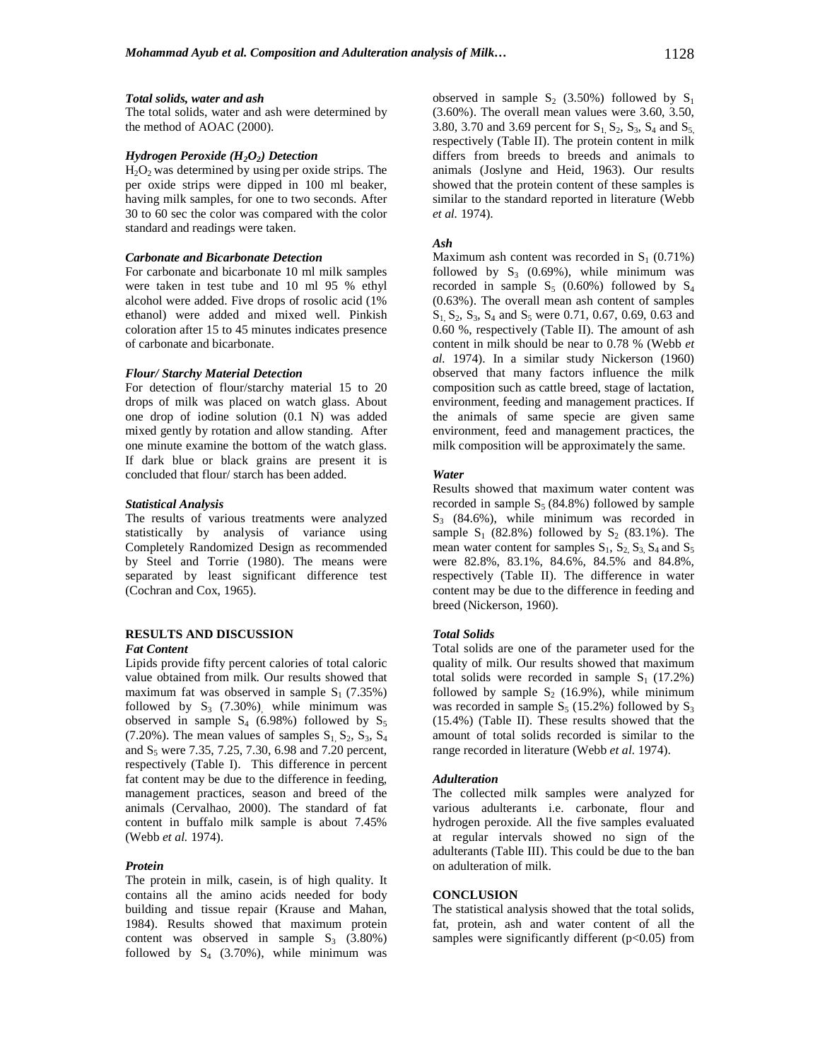### *Total solids, water and ash*

The total solids, water and ash were determined by the method of AOAC (2000).

### *Hydrogen Peroxide ($H_2O_2$) Detection*

$H_2O_2$ was determined by using per oxide strips. The per oxide strips were dipped in 100 ml beaker, having milk samples, for one to two seconds. After 30 to 60 sec the color was compared with the color standard and readings were taken.

### *Carbonate and Bicarbonate Detection*

For carbonate and bicarbonate 10 ml milk samples were taken in test tube and 10 ml 95 % ethyl alcohol were added. Five drops of rosolic acid (1% ethanol) were added and mixed well. Pinkish coloration after 15 to 45 minutes indicates presence of carbonate and bicarbonate.

### *Flour/ Starchy Material Detection*

For detection of flour/starchy material 15 to 20 drops of milk was placed on watch glass. About one drop of iodine solution (0.1 N) was added mixed gently by rotation and allow standing. After one minute examine the bottom of the watch glass. If dark blue or black grains are present it is concluded that flour/ starch has been added.

### *Statistical Analysis*

The results of various treatments were analyzed statistically by analysis of variance using Completely Randomized Design as recommended by Steel and Torrie (1980). The means were separated by least significant difference test (Cochran and Cox, 1965).

## RESULTS AND DISCUSSION

### *Fat Content*

Lipids provide fifty percent calories of total caloric value obtained from milk. Our results showed that maximum fat was observed in sample $S_1$ (7.35%) followed by $S_3$ (7.30%), while minimum was observed in sample $S_4$ (6.98%) followed by $S_5$ (7.20%). The mean values of samples $S_1$, $S_2$, $S_3$, $S_4$ and $S_5$ were 7.35, 7.25, 7.30, 6.98 and 7.20 percent, respectively (Table I). This difference in percent fat content may be due to the difference in feeding, management practices, season and breed of the animals (Cervalhao, 2000). The standard of fat content in buffalo milk sample is about 7.45% (Webb *et al.* 1974).

### *Protein*

The protein in milk, casein, is of high quality. It contains all the amino acids needed for body building and tissue repair (Krause and Mahan, 1984). Results showed that maximum protein content was observed in sample $S_3$ (3.80%) followed by $S_4$ (3.70%), while minimum was observed in sample $S_2$ (3.50%) followed by $S_1$ (3.60%). The overall mean values were 3.60, 3.50, 3.80, 3.70 and 3.69 percent for $S_1$, $S_2$, $S_3$, $S_4$ and $S_5$, respectively (Table II). The protein content in milk differs from breeds to breeds and animals to animals (Joslyne and Heid, 1963). Our results showed that the protein content of these samples is similar to the standard reported in literature (Webb *et al.* 1974).

### *Ash*

Maximum ash content was recorded in $S_1$ (0.71%) followed by $S_3$ (0.69%), while minimum was recorded in sample $S_5$ (0.60%) followed by $S_4$ (0.63%). The overall mean ash content of samples $S_1$, $S_2$, $S_3$, $S_4$ and $S_5$ were 0.71, 0.67, 0.69, 0.63 and 0.60 %, respectively (Table II). The amount of ash content in milk should be near to 0.78 % (Webb *et al.* 1974). In a similar study Nickerson (1960) observed that many factors influence the milk composition such as cattle breed, stage of lactation, environment, feeding and management practices. If the animals of same specie are given same environment, feed and management practices, the milk composition will be approximately the same.

### *Water*

Results showed that maximum water content was recorded in sample $S_5$ (84.8%) followed by sample $S_3$ (84.6%), while minimum was recorded in sample $S_1$ (82.8%) followed by $S_2$ (83.1%). The mean water content for samples $S_1$, $S_2$, $S_3$, $S_4$ and $S_5$ were 82.8%, 83.1%, 84.6%, 84.5% and 84.8%, respectively (Table II). The difference in water content may be due to the difference in feeding and breed (Nickerson, 1960).

### *Total Solids*

Total solids are one of the parameter used for the quality of milk. Our results showed that maximum total solids were recorded in sample $S_1$ (17.2%) followed by sample $S_2$ (16.9%), while minimum was recorded in sample $S_5$ (15.2%) followed by $S_3$ (15.4%) (Table II). These results showed that the amount of total solids recorded is similar to the range recorded in literature (Webb *et al.* 1974).

### *Adulteration*

The collected milk samples were analyzed for various adulterants i.e. carbonate, flour and hydrogen peroxide. All the five samples evaluated at regular intervals showed no sign of the adulterants (Table III). This could be due to the ban on adulteration of milk.

## CONCLUSION

The statistical analysis showed that the total solids, fat, protein, ash and water content of all the samples were significantly different ($p<0.05$) from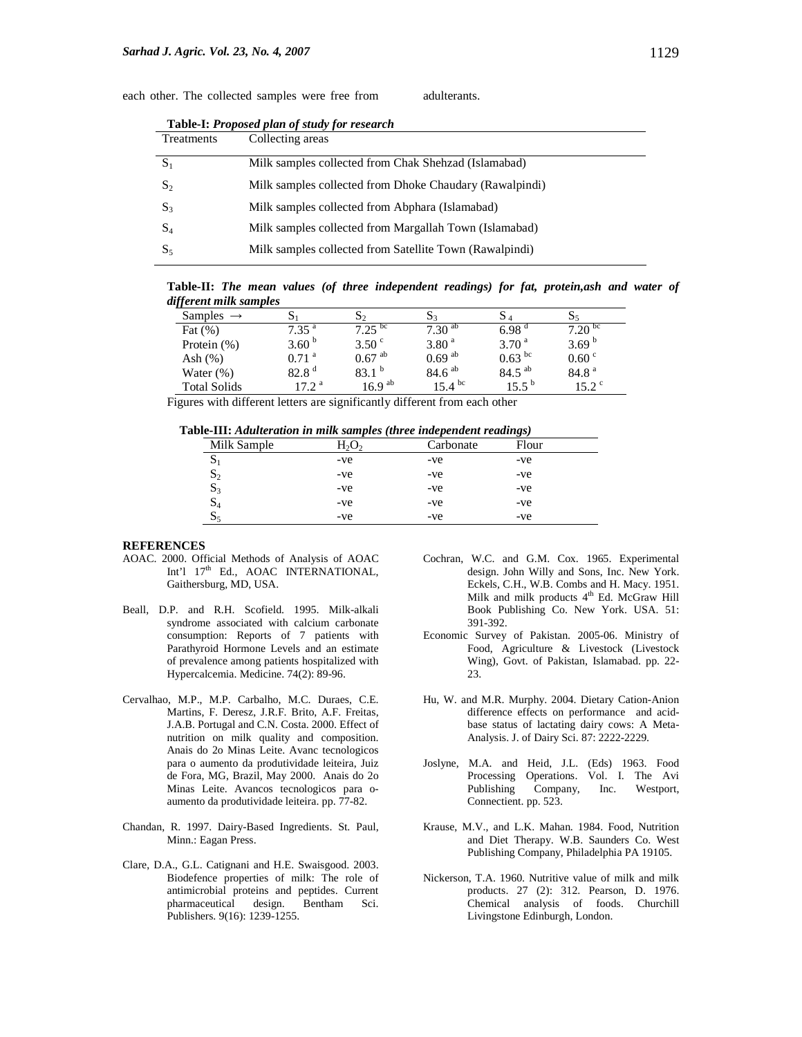each other. The collected samples were free from adulterants.

**Table-I:** ***Proposed plan of study for research***

| Treatments | Collecting areas |
|---|---|
| $S_1$ | Milk samples collected from Chak Shehzad (Islamabad) |
| $S_2$ | Milk samples collected from Dhoke Chaudary (Rawalpindi) |
| $S_3$ | Milk samples collected from Abphara (Islamabad) |
| $S_4$ | Milk samples collected from Margallah Town (Islamabad) |
| $S_5$ | Milk samples collected from Satellite Town (Rawalpindi) |

**Table-II:** ***The mean values (of three independent readings) for fat, protein,ash and water of different milk samples***

| Samples → | $S_1$ | $S_2$ | $S_3$ | $S_4$ | $S_5$ |
|---|---|---|---|---|---|
| Fat (%) | $7.35^{a}$ | $7.25^{bc}$ | $7.30^{ab}$ | $6.98^{d}$ | $7.20^{bc}$ |
| Protein (%) | $3.60^{b}$ | $3.50^{c}$ | $3.80^{a}$ | $3.70^{a}$ | $3.69^{b}$ |
| Ash (%) | $0.71^{a}$ | $0.67^{ab}$ | $0.69^{ab}$ | $0.63^{bc}$ | $0.60^{c}$ |
| Water (%) | $82.8^{d}$ | $83.1^{b}$ | $84.6^{ab}$ | $84.5^{ab}$ | $84.8^{a}$ |
| Total Solids | $17.2^{a}$ | $16.9^{ab}$ | $15.4^{bc}$ | $15.5^{b}$ | $15.2^{c}$ |

Figures with different letters are significantly different from each other

**Table-III:** ***Adulteration in milk samples (three independent readings)***

| Milk Sample | $H_2O_2$ | Carbonate | Flour |
|---|---|---|---|
| $S_1$ | -ve | -ve | -ve |
| $S_2$ | -ve | -ve | -ve |
| $S_3$ | -ve | -ve | -ve |
| $S_4$ | -ve | -ve | -ve |
| $S_5$ | -ve | -ve | -ve |

## REFERENCES

AOAC. 2000. Official Methods of Analysis of AOAC Int'l 17th Ed., AOAC INTERNATIONAL, Gaithersburg, MD, USA.

Beall, D.P. and R.H. Scofield. 1995. Milk-alkali syndrome associated with calcium carbonate consumption: Reports of 7 patients with Parathyroid Hormone Levels and an estimate of prevalence among patients hospitalized with Hypercalcemia. Medicine. 74(2): 89-96.

Cervalhao, M.P., M.P. Carbalho, M.C. Duraes, C.E. Martins, F. Deresz, J.R.F. Brito, A.F. Freitas, J.A.B. Portugal and C.N. Costa. 2000. Effect of nutrition on milk quality and composition. Anais do 2o Minas Leite. Avanc tecnologicos para o aumento da produtividade leiteira, Juiz de Fora, MG, Brazil, May 2000. Anais do 2o Minas Leite. Avancos tecnologicos para o-aumento da produtividade leiteira. pp. 77-82.

Chandan, R. 1997. Dairy-Based Ingredients. St. Paul, Minn.: Eagan Press.

Clare, D.A., G.L. Catignani and H.E. Swaisgood. 2003. Biodefence properties of milk: The role of antimicrobial proteins and peptides. Current pharmaceutical design. Bentham Sci. Publishers. 9(16): 1239-1255.

Cochran, W.C. and G.M. Cox. 1965. Experimental design. John Willy and Sons, Inc. New York. Eckels, C.H., W.B. Combs and H. Macy. 1951. Milk and milk products 4th Ed. McGraw Hill Book Publishing Co. New York. USA. 51: 391-392.

Economic Survey of Pakistan. 2005-06. Ministry of Food, Agriculture & Livestock (Livestock Wing), Govt. of Pakistan, Islamabad. pp. 22-23.

Hu, W. and M.R. Murphy. 2004. Dietary Cation-Anion difference effects on performance and acid-base status of lactating dairy cows: A Meta-Analysis. J. of Dairy Sci. 87: 2222-2229.

Joslyne, M.A. and Heid, J.L. (Eds) 1963. Food Processing Operations. Vol. I. The Avi Publishing Company, Inc. Westport, Connectient. pp. 523.

Krause, M.V., and L.K. Mahan. 1984. Food, Nutrition and Diet Therapy. W.B. Saunders Co. West Publishing Company, Philadelphia PA 19105.

Nickerson, T.A. 1960. Nutritive value of milk and milk products. 27 (2): 312. Pearson, D. 1976. Chemical analysis of foods. Churchill Livingstone Edinburgh, London.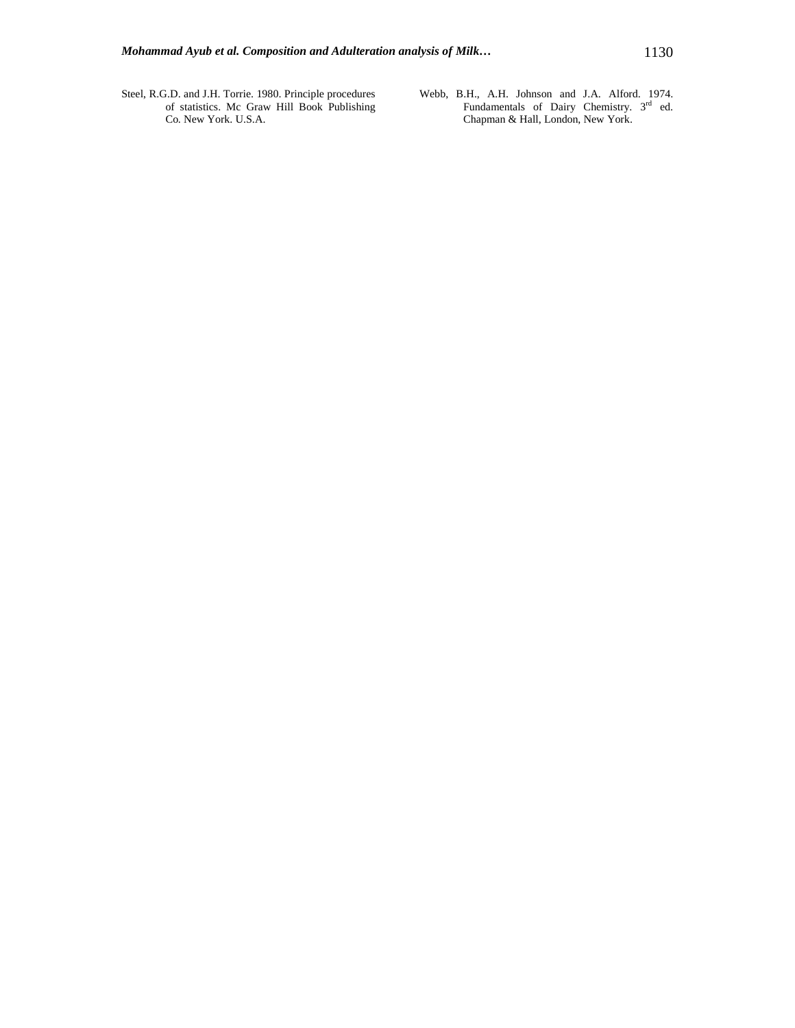Steel, R.G.D. and J.H. Torrie. 1980. Principle procedures of statistics. Mc Graw Hill Book Publishing Co. New York. U.S.A.

Webb, B.H., A.H. Johnson and J.A. Alford. 1974. Fundamentals of Dairy Chemistry. 3rd ed. Chapman & Hall, London, New York.